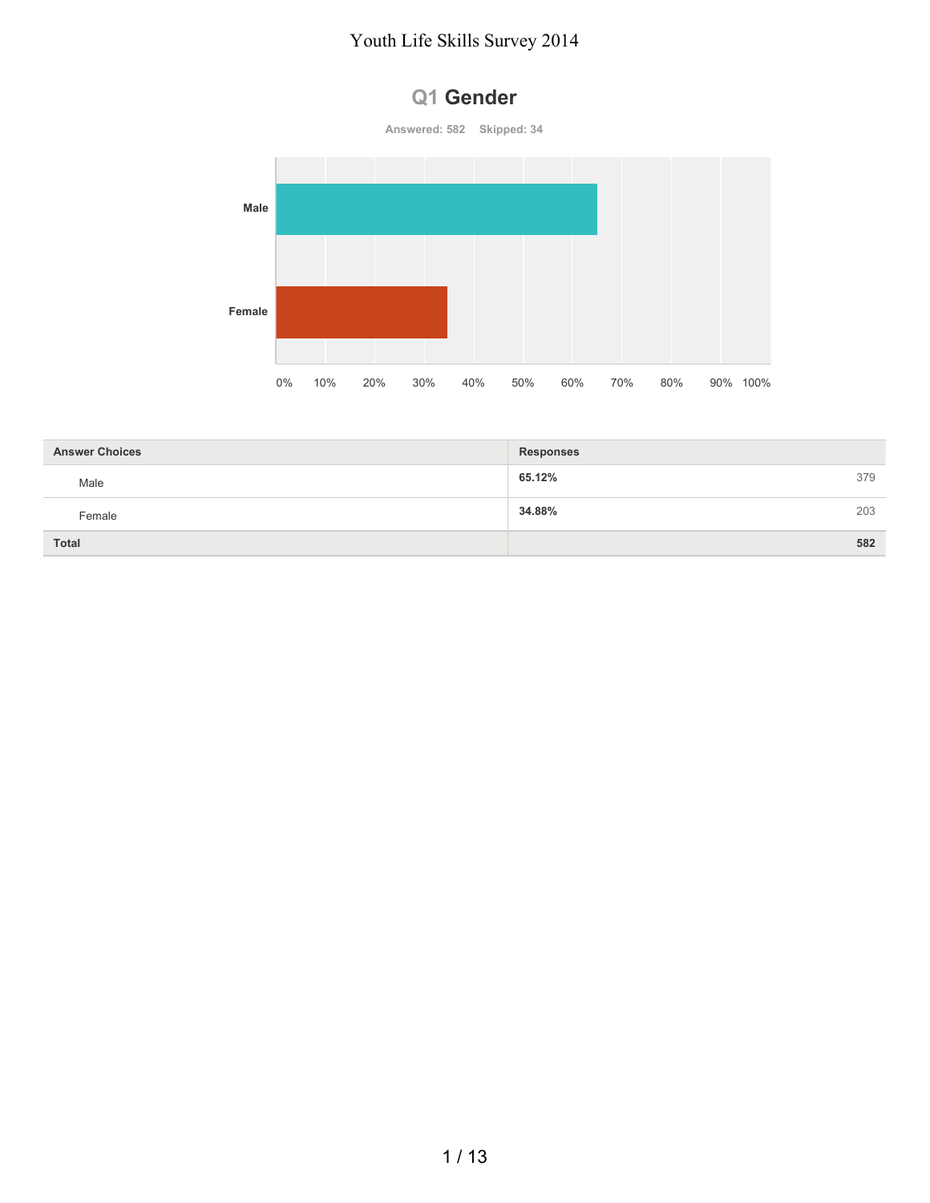# Youth Life Skills Survey 2014

## Q1 Gender

Answered: 582 Skipped: 34

| Answer Choices | Responses | |
|---|---|---|
| Male | **65.12%** | 379 |
| Female | **34.88%** | 203 |
| **Total** | | **582** |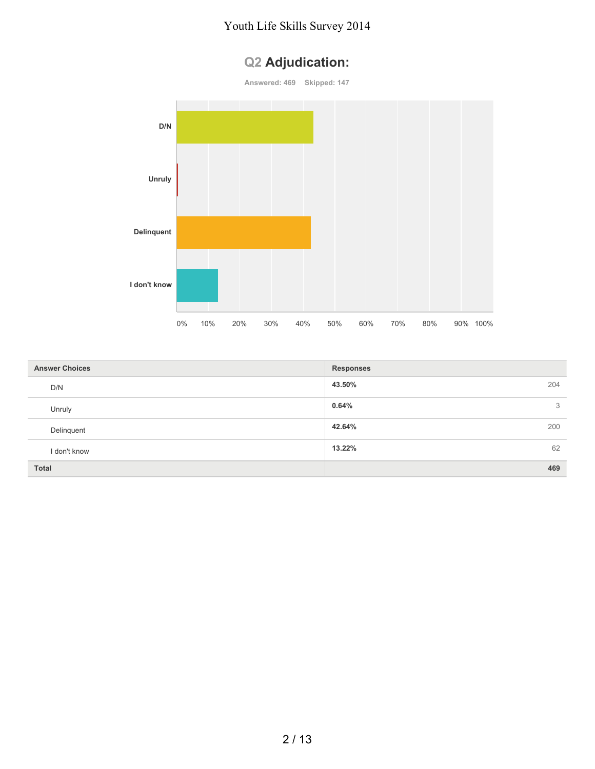## Q2 Adjudication:

Answered: 469 Skipped: 147

| Answer Choices | Responses | |
|---|---|---|
| D/N | 43.50% | 204 |
| Unruly | 0.64% | 3 |
| Delinquent | 42.64% | 200 |
| I don't know | 13.22% | 62 |
| **Total** | | **469** |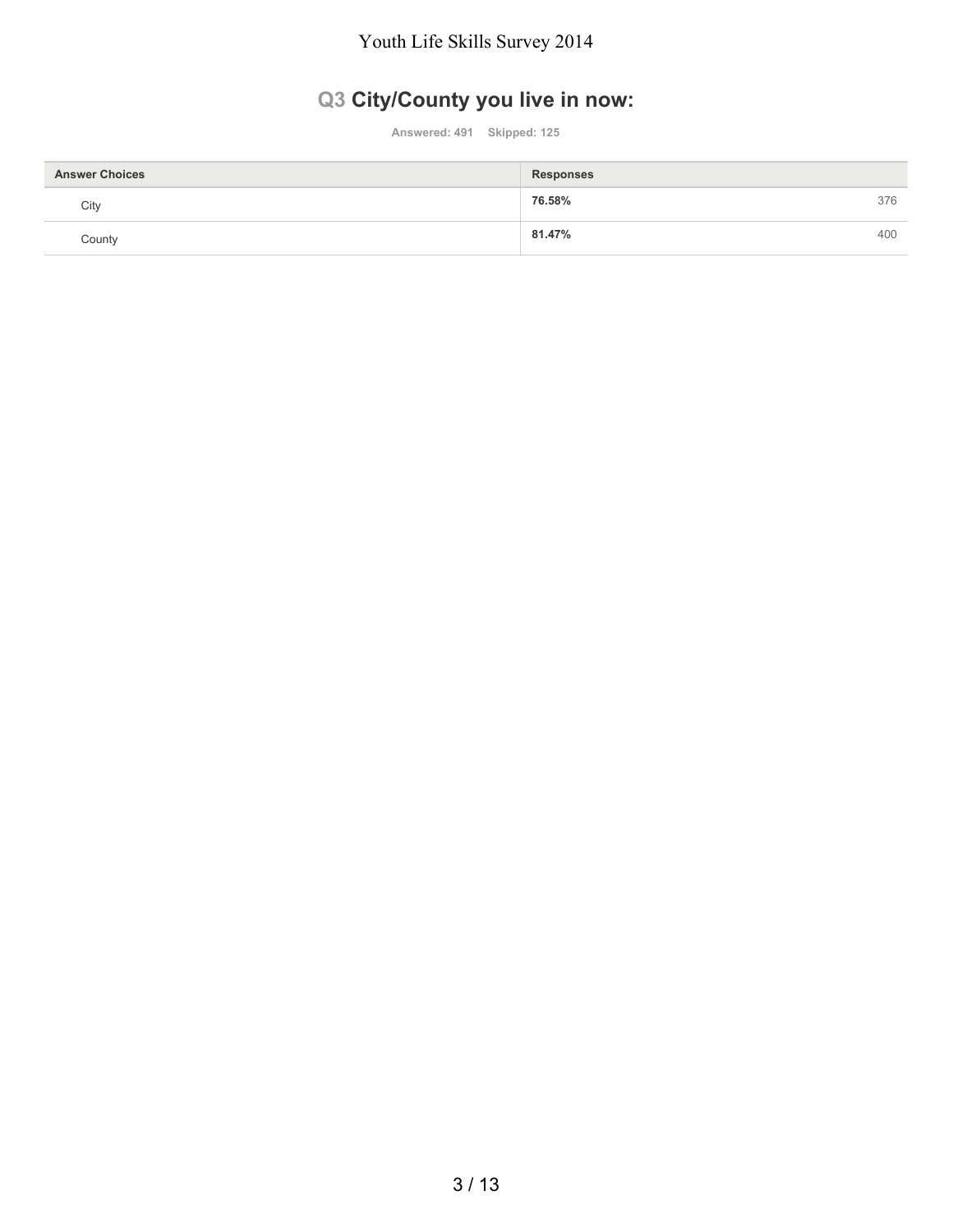## Q3 City/County you live in now:

Answered: 491 Skipped: 125

| Answer Choices | Responses | |
|---|---|---|
| City | 76.58% | 376 |
| County | 81.47% | 400 |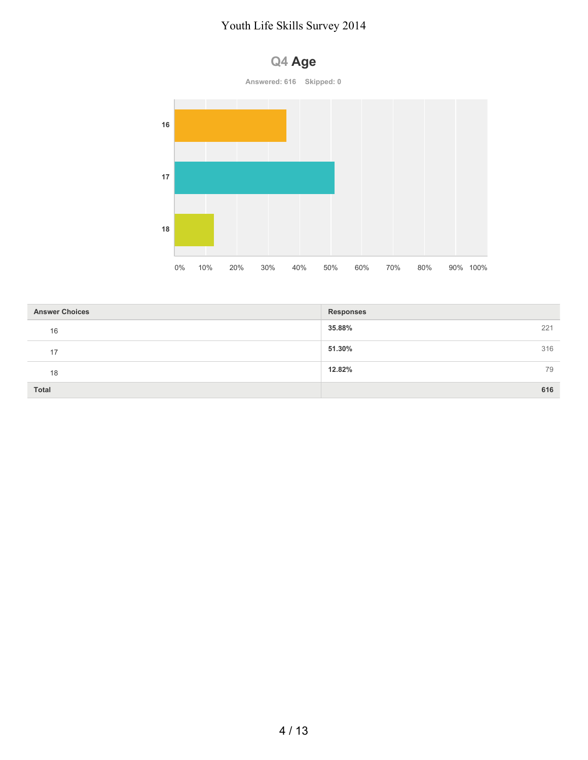## Q4 Age

**Answered: 616 Skipped: 0**

| Answer Choices | Responses | |
|---|---|---|
| 16 | **35.88%** | 221 |
| 17 | **51.30%** | 316 |
| 18 | **12.82%** | 79 |
| **Total** | | **616** |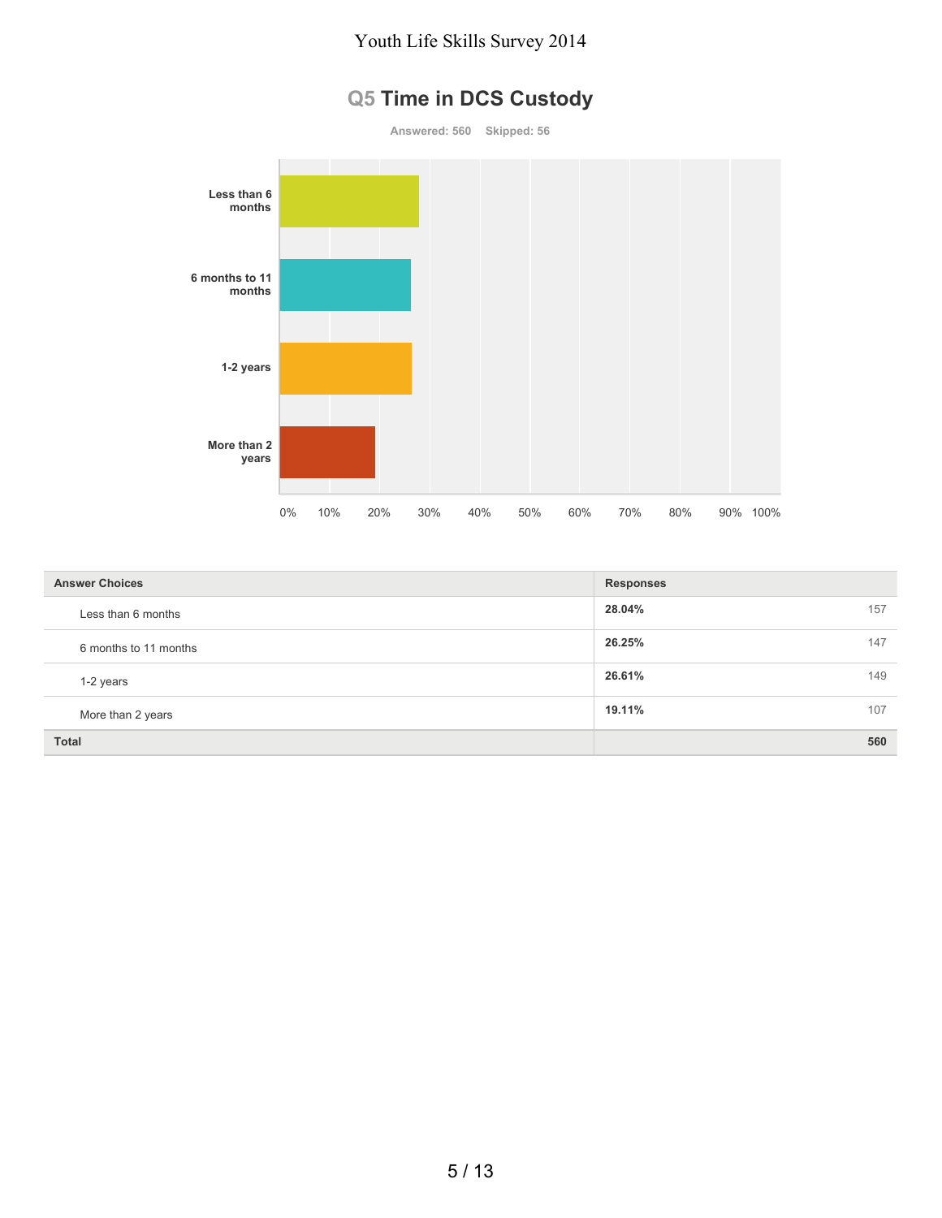## Q5 Time in DCS Custody

Answered: 560 Skipped: 56

| Answer Choices | Responses | |
|---|---|---|
| Less than 6 months | 28.04% | 157 |
| 6 months to 11 months | 26.25% | 147 |
| 1-2 years | 26.61% | 149 |
| More than 2 years | 19.11% | 107 |
| **Total** | | **560** |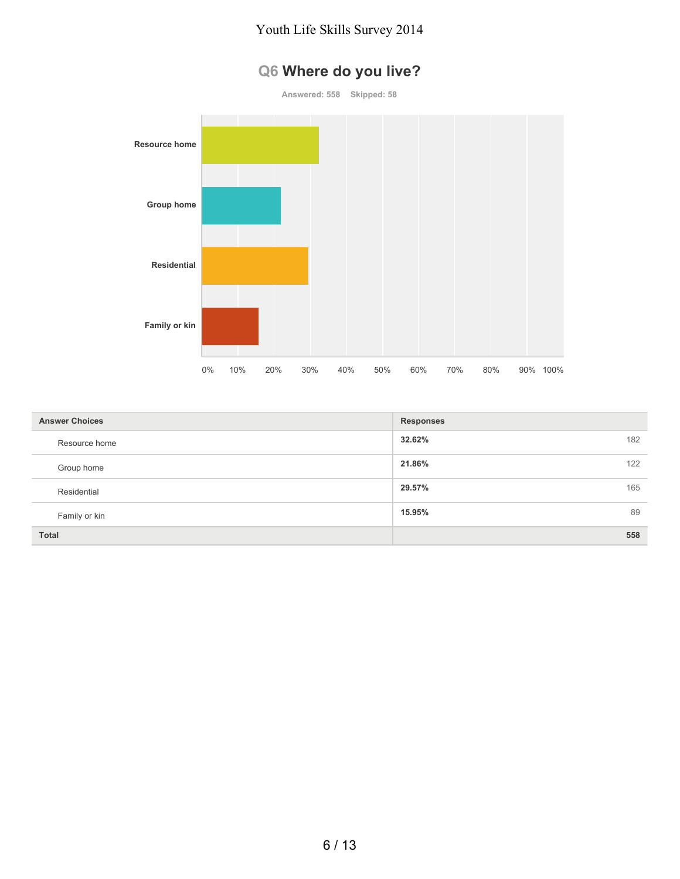## Q6 Where do you live?

Answered: 558 Skipped: 58

| Answer Choices | Responses | |
|---|---|---|
| Resource home | 32.62% | 182 |
| Group home | 21.86% | 122 |
| Residential | 29.57% | 165 |
| Family or kin | 15.95% | 89 |
| **Total** | | **558** |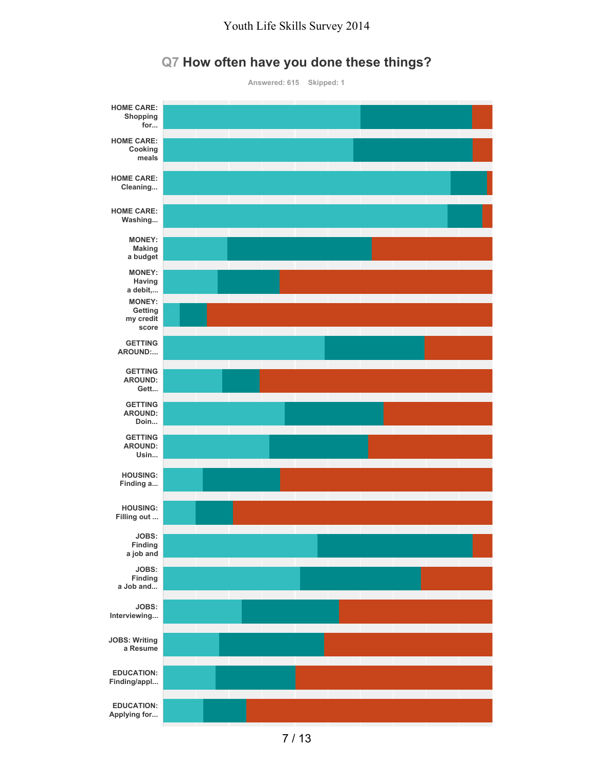## Q7 How often have you done these things?

Answered: 615 Skipped: 1

HOME CARE: Shopping for...

HOME CARE: Cooking meals

HOME CARE: Cleaning...

HOME CARE: Washing...

MONEY: Making a budget

MONEY: Having a debit,...

MONEY: Getting my credit score

GETTING AROUND:...

GETTING AROUND: Gett...

GETTING AROUND: Doin...

GETTING AROUND: Usin...

HOUSING: Finding a...

HOUSING: Filling out ...

JOBS: Finding a job and

JOBS: Finding a Job and...

JOBS: Interviewing...

JOBS: Writing a Resume

EDUCATION: Finding/appl...

EDUCATION: Applying for...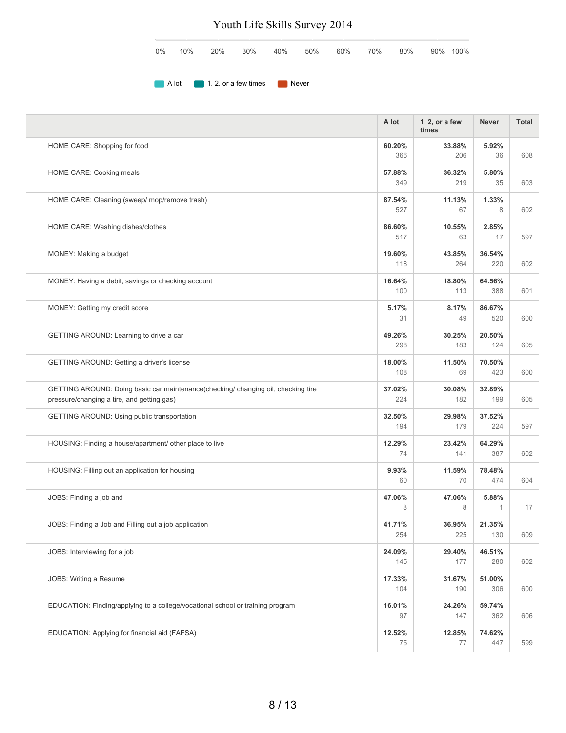# Youth Life Skills Survey 2014

0% 10% 20% 30% 40% 50% 60% 70% 80% 90% 100%

A lot | 1, 2, or a few times | Never

| | A lot | 1, 2, or a few times | Never | Total |
|---|---|---|---|---|
| HOME CARE: Shopping for food | **60.20%** 366 | **33.88%** 206 | **5.92%** 36 | 608 |
| HOME CARE: Cooking meals | **57.88%** 349 | **36.32%** 219 | **5.80%** 35 | 603 |
| HOME CARE: Cleaning (sweep/ mop/remove trash) | **87.54%** 527 | **11.13%** 67 | **1.33%** 8 | 602 |
| HOME CARE: Washing dishes/clothes | **86.60%** 517 | **10.55%** 63 | **2.85%** 17 | 597 |
| MONEY: Making a budget | **19.60%** 118 | **43.85%** 264 | **36.54%** 220 | 602 |
| MONEY: Having a debit, savings or checking account | **16.64%** 100 | **18.80%** 113 | **64.56%** 388 | 601 |
| MONEY: Getting my credit score | **5.17%** 31 | **8.17%** 49 | **86.67%** 520 | 600 |
| GETTING AROUND: Learning to drive a car | **49.26%** 298 | **30.25%** 183 | **20.50%** 124 | 605 |
| GETTING AROUND: Getting a driver's license | **18.00%** 108 | **11.50%** 69 | **70.50%** 423 | 600 |
| GETTING AROUND: Doing basic car maintenance(checking/ changing oil, checking tire pressure/changing a tire, and getting gas) | **37.02%** 224 | **30.08%** 182 | **32.89%** 199 | 605 |
| GETTING AROUND: Using public transportation | **32.50%** 194 | **29.98%** 179 | **37.52%** 224 | 597 |
| HOUSING: Finding a house/apartment/ other place to live | **12.29%** 74 | **23.42%** 141 | **64.29%** 387 | 602 |
| HOUSING: Filling out an application for housing | **9.93%** 60 | **11.59%** 70 | **78.48%** 474 | 604 |
| JOBS: Finding a job and | **47.06%** 8 | **47.06%** 8 | **5.88%** 1 | 17 |
| JOBS: Finding a Job and Filling out a job application | **41.71%** 254 | **36.95%** 225 | **21.35%** 130 | 609 |
| JOBS: Interviewing for a job | **24.09%** 145 | **29.40%** 177 | **46.51%** 280 | 602 |
| JOBS: Writing a Resume | **17.33%** 104 | **31.67%** 190 | **51.00%** 306 | 600 |
| EDUCATION: Finding/applying to a college/vocational school or training program | **16.01%** 97 | **24.26%** 147 | **59.74%** 362 | 606 |
| EDUCATION: Applying for financial aid (FAFSA) | **12.52%** 75 | **12.85%** 77 | **74.62%** 447 | 599 |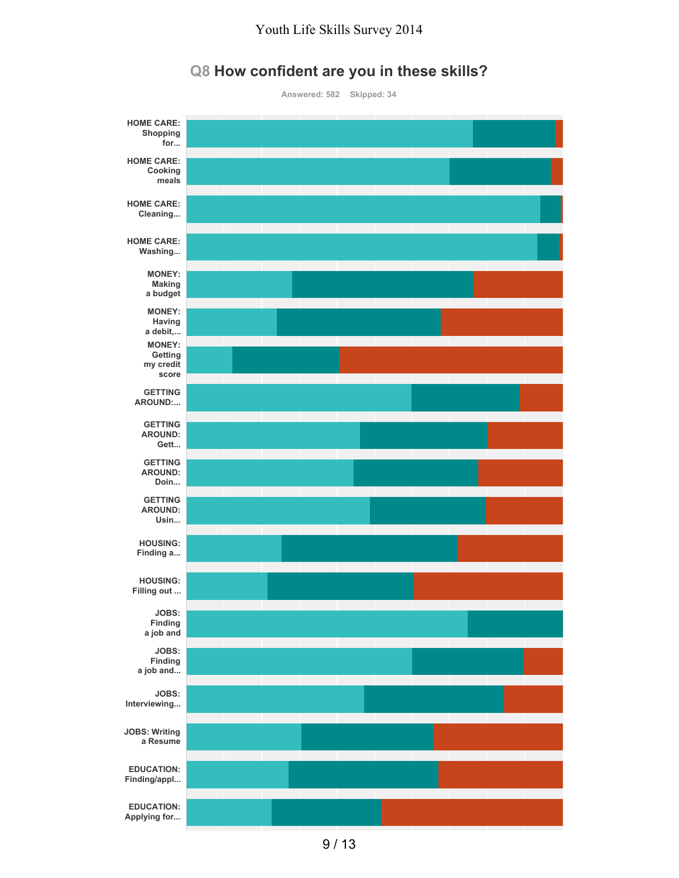## Q8 How confident are you in these skills?

Answered: 582 Skipped: 34

HOME CARE: Shopping for...

HOME CARE: Cooking meals

HOME CARE: Cleaning...

HOME CARE: Washing...

MONEY: Making a budget

MONEY: Having a debit,...

MONEY: Getting my credit score

GETTING AROUND:...

GETTING AROUND: Gett...

GETTING AROUND: Doin...

GETTING AROUND: Usin...

HOUSING: Finding a...

HOUSING: Filling out ...

JOBS: Finding a job and

JOBS: Finding a job and...

JOBS: Interviewing...

JOBS: Writing a Resume

EDUCATION: Finding/appl...

EDUCATION: Applying for...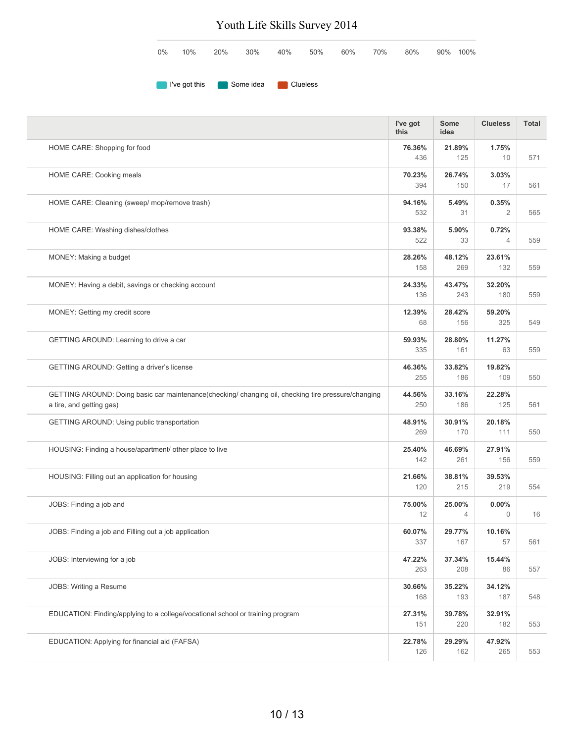# Youth Life Skills Survey 2014

0% 10% 20% 30% 40% 50% 60% 70% 80% 90% 100%

I've got this | Some idea | Clueless

| | I've got this | Some idea | Clueless | Total |
|---|---|---|---|---|
| HOME CARE: Shopping for food | **76.36%** 436 | **21.89%** 125 | **1.75%** 10 | 571 |
| HOME CARE: Cooking meals | **70.23%** 394 | **26.74%** 150 | **3.03%** 17 | 561 |
| HOME CARE: Cleaning (sweep/ mop/remove trash) | **94.16%** 532 | **5.49%** 31 | **0.35%** 2 | 565 |
| HOME CARE: Washing dishes/clothes | **93.38%** 522 | **5.90%** 33 | **0.72%** 4 | 559 |
| MONEY: Making a budget | **28.26%** 158 | **48.12%** 269 | **23.61%** 132 | 559 |
| MONEY: Having a debit, savings or checking account | **24.33%** 136 | **43.47%** 243 | **32.20%** 180 | 559 |
| MONEY: Getting my credit score | **12.39%** 68 | **28.42%** 156 | **59.20%** 325 | 549 |
| GETTING AROUND: Learning to drive a car | **59.93%** 335 | **28.80%** 161 | **11.27%** 63 | 559 |
| GETTING AROUND: Getting a driver's license | **46.36%** 255 | **33.82%** 186 | **19.82%** 109 | 550 |
| GETTING AROUND: Doing basic car maintenance(checking/ changing oil, checking tire pressure/changing a tire, and getting gas) | **44.56%** 250 | **33.16%** 186 | **22.28%** 125 | 561 |
| GETTING AROUND: Using public transportation | **48.91%** 269 | **30.91%** 170 | **20.18%** 111 | 550 |
| HOUSING: Finding a house/apartment/ other place to live | **25.40%** 142 | **46.69%** 261 | **27.91%** 156 | 559 |
| HOUSING: Filling out an application for housing | **21.66%** 120 | **38.81%** 215 | **39.53%** 219 | 554 |
| JOBS: Finding a job and | **75.00%** 12 | **25.00%** 4 | **0.00%** 0 | 16 |
| JOBS: Finding a job and Filling out a job application | **60.07%** 337 | **29.77%** 167 | **10.16%** 57 | 561 |
| JOBS: Interviewing for a job | **47.22%** 263 | **37.34%** 208 | **15.44%** 86 | 557 |
| JOBS: Writing a Resume | **30.66%** 168 | **35.22%** 193 | **34.12%** 187 | 548 |
| EDUCATION: Finding/applying to a college/vocational school or training program | **27.31%** 151 | **39.78%** 220 | **32.91%** 182 | 553 |
| EDUCATION: Applying for financial aid (FAFSA) | **22.78%** 126 | **29.29%** 162 | **47.92%** 265 | 553 |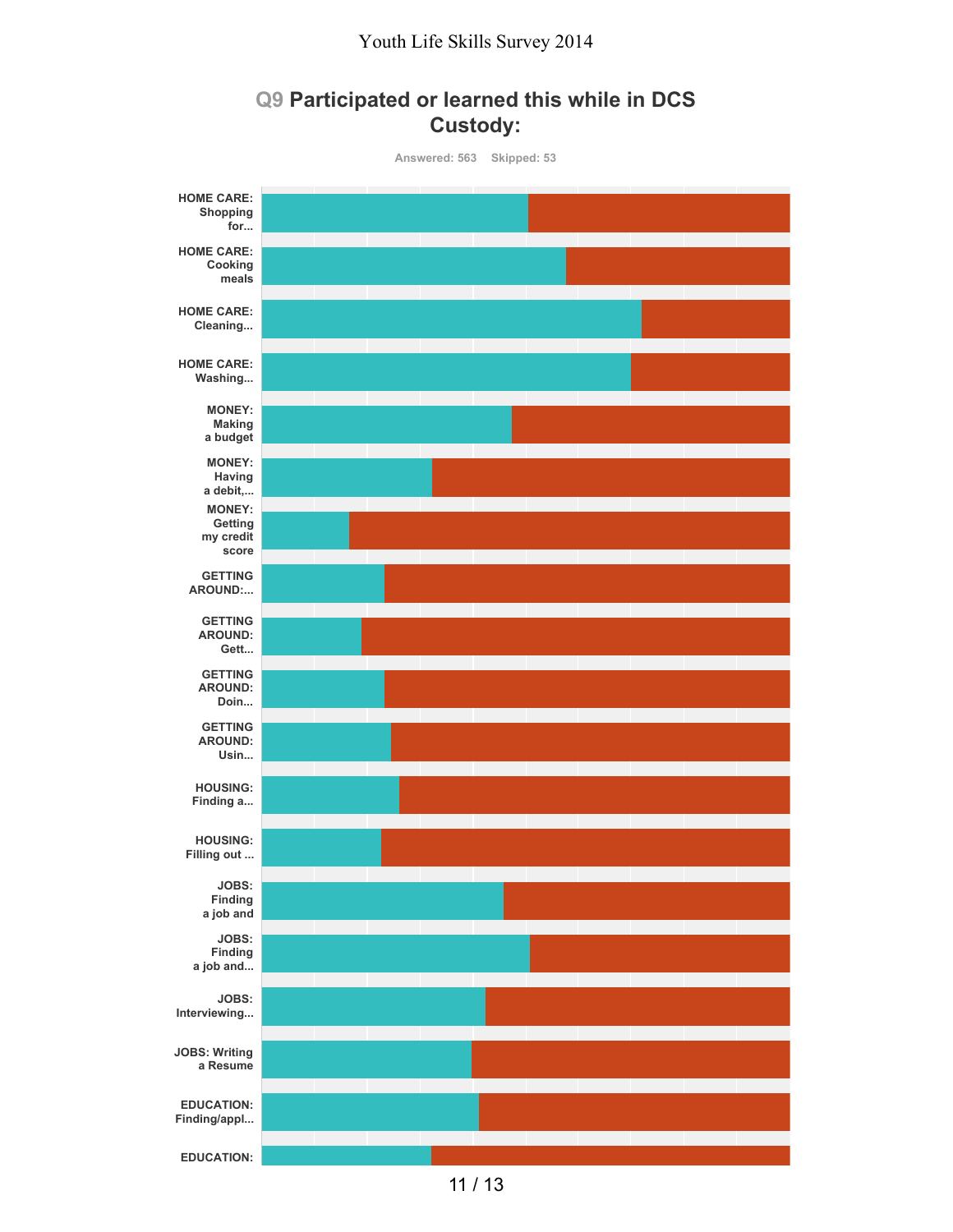## Q9 Participated or learned this while in DCS Custody:

Answered: 563 Skipped: 53

- HOME CARE: Shopping for...
- HOME CARE: Cooking meals
- HOME CARE: Cleaning...
- HOME CARE: Washing...
- MONEY: Making a budget
- MONEY: Having a debit,...
- MONEY: Getting my credit score
- GETTING AROUND:...
- GETTING AROUND: Gett...
- GETTING AROUND: Doin...
- GETTING AROUND: Usin...
- HOUSING: Finding a...
- HOUSING: Filling out ...
- JOBS: Finding a job and
- JOBS: Finding a job and...
- JOBS: Interviewing...
- JOBS: Writing a Resume
- EDUCATION: Finding/appl...
- EDUCATION: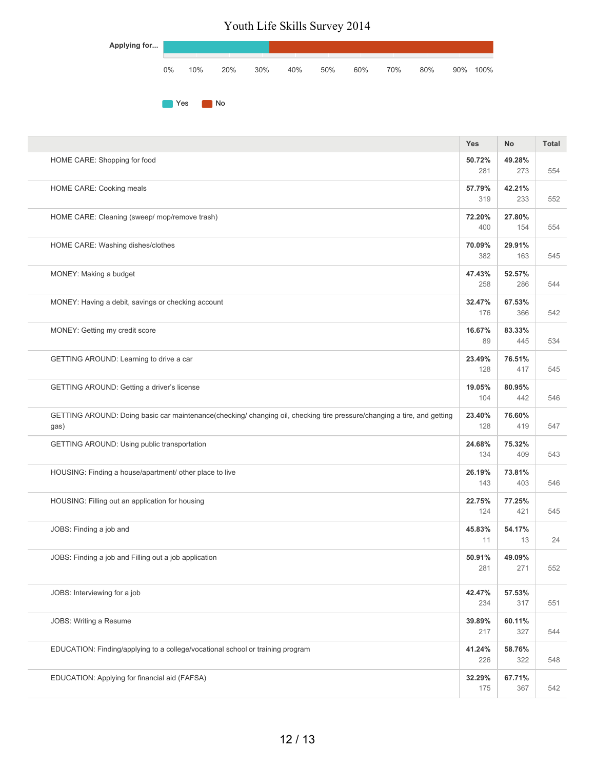# Youth Life Skills Survey 2014

Applying for...

Yes / No

|  | Yes | No | Total |
|---|---|---|---|
| HOME CARE: Shopping for food | 50.72% 281 | 49.28% 273 | 554 |
| HOME CARE: Cooking meals | 57.79% 319 | 42.21% 233 | 552 |
| HOME CARE: Cleaning (sweep/ mop/remove trash) | 72.20% 400 | 27.80% 154 | 554 |
| HOME CARE: Washing dishes/clothes | 70.09% 382 | 29.91% 163 | 545 |
| MONEY: Making a budget | 47.43% 258 | 52.57% 286 | 544 |
| MONEY: Having a debit, savings or checking account | 32.47% 176 | 67.53% 366 | 542 |
| MONEY: Getting my credit score | 16.67% 89 | 83.33% 445 | 534 |
| GETTING AROUND: Learning to drive a car | 23.49% 128 | 76.51% 417 | 545 |
| GETTING AROUND: Getting a driver's license | 19.05% 104 | 80.95% 442 | 546 |
| GETTING AROUND: Doing basic car maintenance(checking/ changing oil, checking tire pressure/changing a tire, and getting gas) | 23.40% 128 | 76.60% 419 | 547 |
| GETTING AROUND: Using public transportation | 24.68% 134 | 75.32% 409 | 543 |
| HOUSING: Finding a house/apartment/ other place to live | 26.19% 143 | 73.81% 403 | 546 |
| HOUSING: Filling out an application for housing | 22.75% 124 | 77.25% 421 | 545 |
| JOBS: Finding a job and | 45.83% 11 | 54.17% 13 | 24 |
| JOBS: Finding a job and Filling out a job application | 50.91% 281 | 49.09% 271 | 552 |
| JOBS: Interviewing for a job | 42.47% 234 | 57.53% 317 | 551 |
| JOBS: Writing a Resume | 39.89% 217 | 60.11% 327 | 544 |
| EDUCATION: Finding/applying to a college/vocational school or training program | 41.24% 226 | 58.76% 322 | 548 |
| EDUCATION: Applying for financial aid (FAFSA) | 32.29% 175 | 67.71% 367 | 542 |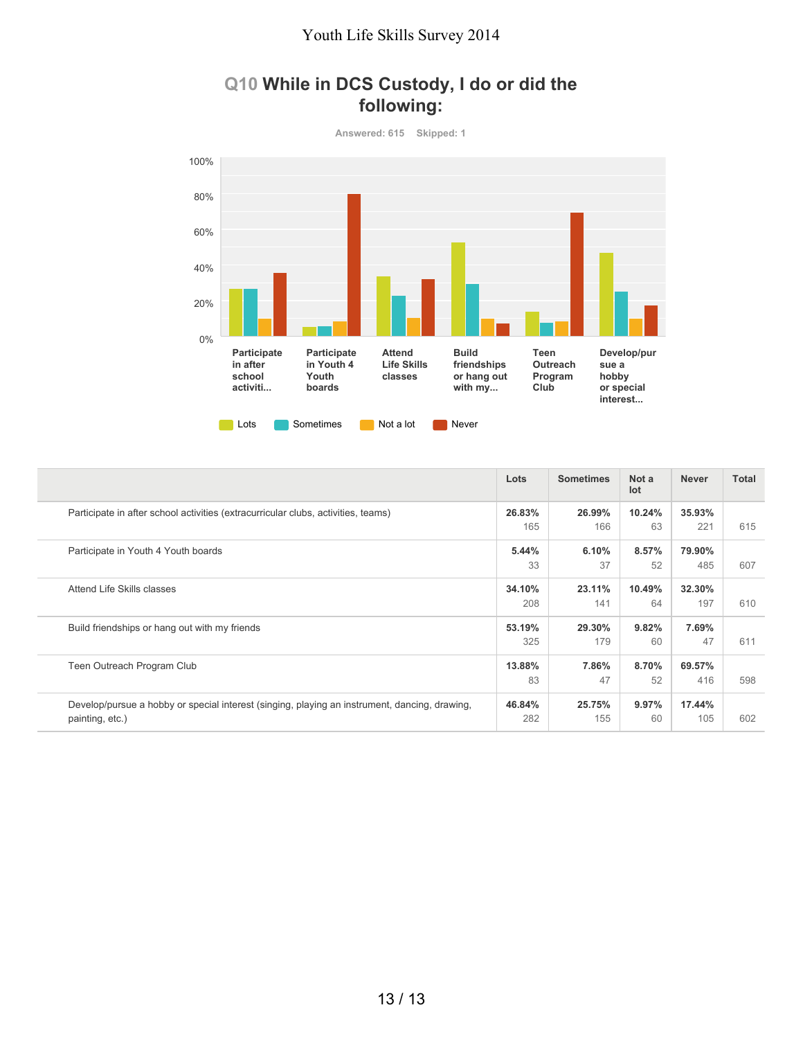## Q10 While in DCS Custody, I do or did the following:

Answered: 615 Skipped: 1

100%
80%
60%
40%
20%
0%

Participate in after school activiti...
Participate in Youth 4 Youth boards
Attend Life Skills classes
Build friendships or hang out with my...
Teen Outreach Program Club
Develop/pursue a hobby or special interest...

Lots Sometimes Not a lot Never

| | Lots | Sometimes | Not a lot | Never | Total |
|---|---|---|---|---|---|
| Participate in after school activities (extracurricular clubs, activities, teams) | **26.83%** 165 | **26.99%** 166 | **10.24%** 63 | **35.93%** 221 | 615 |
| Participate in Youth 4 Youth boards | **5.44%** 33 | **6.10%** 37 | **8.57%** 52 | **79.90%** 485 | 607 |
| Attend Life Skills classes | **34.10%** 208 | **23.11%** 141 | **10.49%** 64 | **32.30%** 197 | 610 |
| Build friendships or hang out with my friends | **53.19%** 325 | **29.30%** 179 | **9.82%** 60 | **7.69%** 47 | 611 |
| Teen Outreach Program Club | **13.88%** 83 | **7.86%** 47 | **8.70%** 52 | **69.57%** 416 | 598 |
| Develop/pursue a hobby or special interest (singing, playing an instrument, dancing, drawing, painting, etc.) | **46.84%** 282 | **25.75%** 155 | **9.97%** 60 | **17.44%** 105 | 602 |